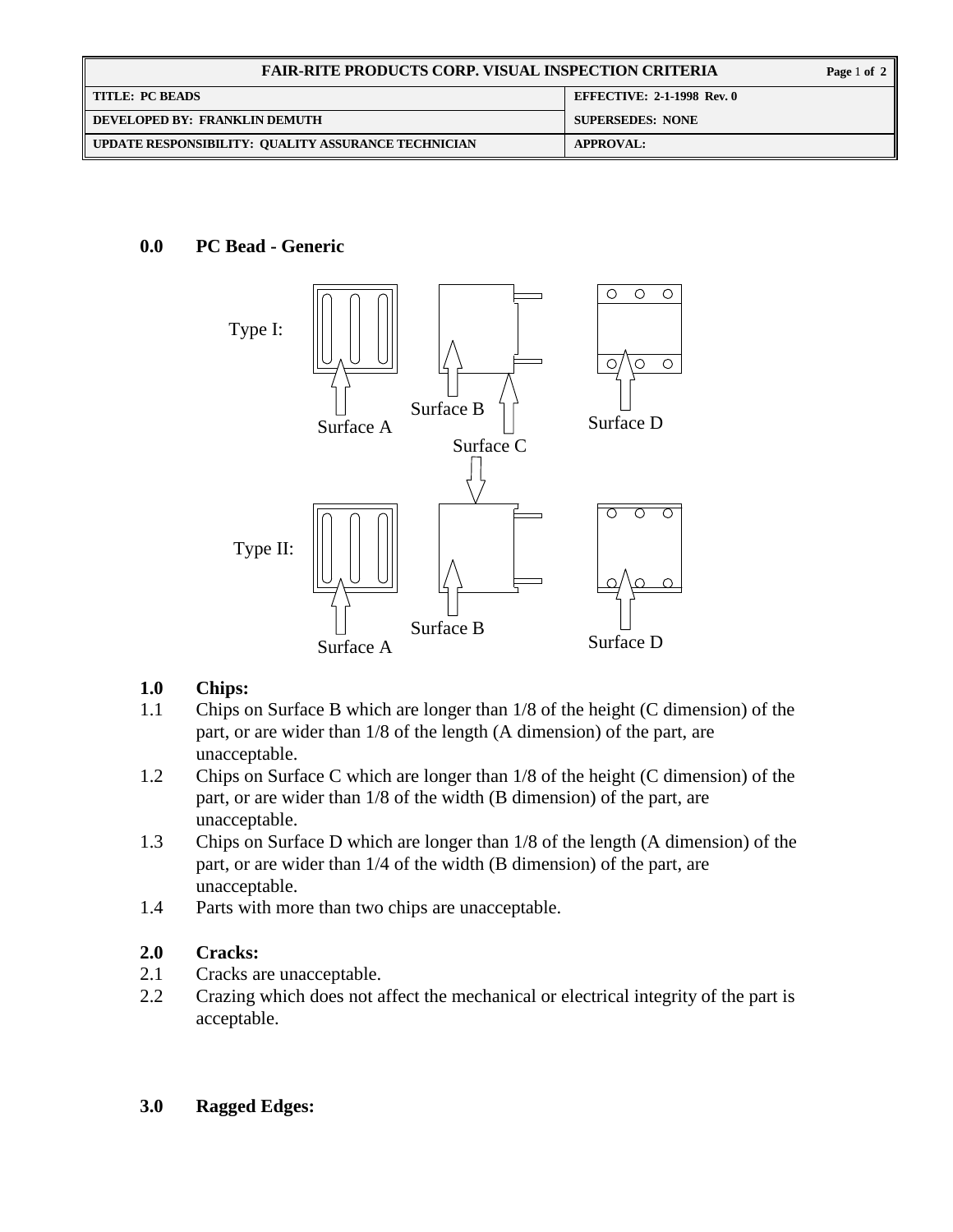| FAIR-RITE PRODUCTS CORP. VISUAL INSPECTION CRITERIA | |
| --- | --- |
| TITLE: PC BEADS | EFFECTIVE: 2-1-1998 Rev. 0 |
| DEVELOPED BY: FRANKLIN DEMUTH | SUPERSEDES: NONE |
| UPDATE RESPONSIBILITY: QUALITY ASSURANCE TECHNICIAN | APPROVAL: |

## 0.0 PC Bead - Generic

Type I:

Surface A, Surface B, Surface C, Surface D

Type II:

Surface A, Surface B, Surface D

## 1.0 Chips:

1.1 Chips on Surface B which are longer than 1/8 of the height (C dimension) of the part, or are wider than 1/8 of the length (A dimension) of the part, are unacceptable.

1.2 Chips on Surface C which are longer than 1/8 of the height (C dimension) of the part, or are wider than 1/8 of the width (B dimension) of the part, are unacceptable.

1.3 Chips on Surface D which are longer than 1/8 of the length (A dimension) of the part, or are wider than 1/4 of the width (B dimension) of the part, are unacceptable.

1.4 Parts with more than two chips are unacceptable.

## 2.0 Cracks:

2.1 Cracks are unacceptable.

2.2 Crazing which does not affect the mechanical or electrical integrity of the part is acceptable.

## 3.0 Ragged Edges: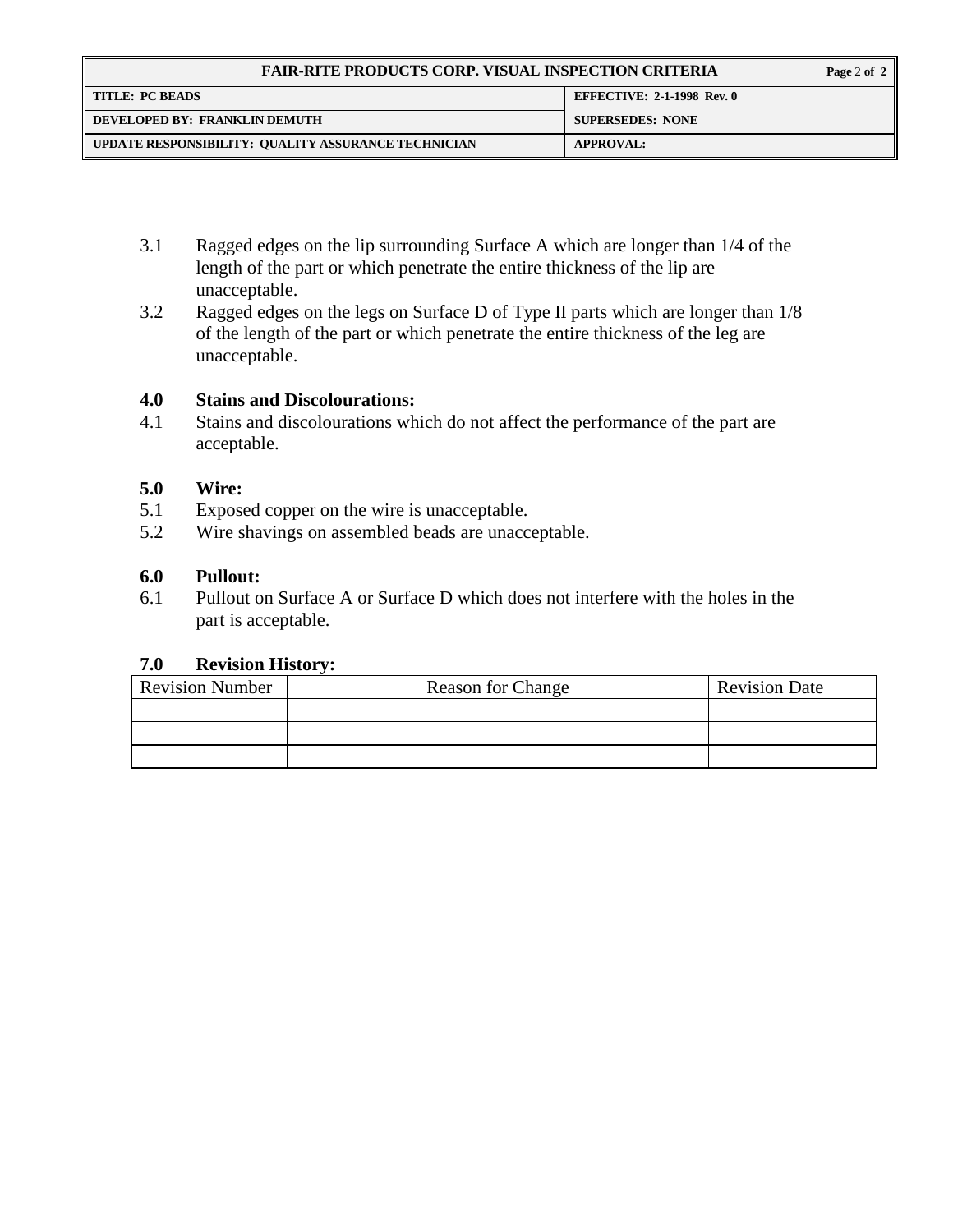3.1 Ragged edges on the lip surrounding Surface A which are longer than 1/4 of the length of the part or which penetrate the entire thickness of the lip are unacceptable.

3.2 Ragged edges on the legs on Surface D of Type II parts which are longer than 1/8 of the length of the part or which penetrate the entire thickness of the leg are unacceptable.

**4.0 Stains and Discolourations:**

4.1 Stains and discolourations which do not affect the performance of the part are acceptable.

**5.0 Wire:**

5.1 Exposed copper on the wire is unacceptable.

5.2 Wire shavings on assembled beads are unacceptable.

**6.0 Pullout:**

6.1 Pullout on Surface A or Surface D which does not interfere with the holes in the part is acceptable.

**7.0 Revision History:**

| Revision Number | Reason for Change | Revision Date |
|---|---|---|
| | | |
| | | |
| | | |